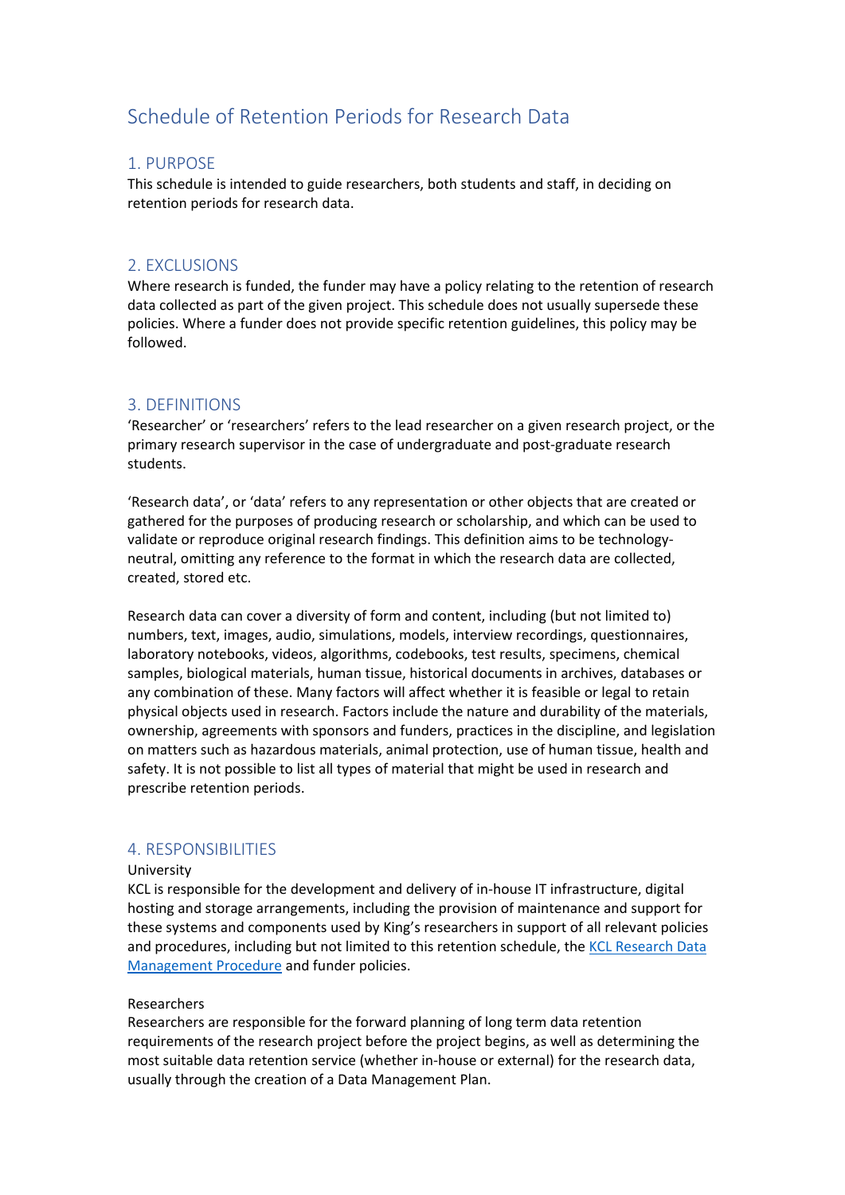# Schedule of Retention Periods for Research Data

## 1. PURPOSE

This schedule is intended to guide researchers, both students and staff, in deciding on retention periods for research data.

## 2. EXCLUSIONS

Where research is funded, the funder may have a policy relating to the retention of research data collected as part of the given project. This schedule does not usually supersede these policies. Where a funder does not provide specific retention guidelines, this policy may be followed.

## 3. DEFINITIONS

'Researcher' or 'researchers' refers to the lead researcher on a given research project, or the primary research supervisor in the case of undergraduate and post-graduate research students.

'Research data', or 'data' refers to any representation or other objects that are created or gathered for the purposes of producing research or scholarship, and which can be used to validate or reproduce original research findings. This definition aims to be technology-neutral, omitting any reference to the format in which the research data are collected, created, stored etc.

Research data can cover a diversity of form and content, including (but not limited to) numbers, text, images, audio, simulations, models, interview recordings, questionnaires, laboratory notebooks, videos, algorithms, codebooks, test results, specimens, chemical samples, biological materials, human tissue, historical documents in archives, databases or any combination of these. Many factors will affect whether it is feasible or legal to retain physical objects used in research. Factors include the nature and durability of the materials, ownership, agreements with sponsors and funders, practices in the discipline, and legislation on matters such as hazardous materials, animal protection, use of human tissue, health and safety. It is not possible to list all types of material that might be used in research and prescribe retention periods.

## 4. RESPONSIBILITIES

University

KCL is responsible for the development and delivery of in-house IT infrastructure, digital hosting and storage arrangements, including the provision of maintenance and support for these systems and components used by King's researchers in support of all relevant policies and procedures, including but not limited to this retention schedule, the KCL Research Data Management Procedure and funder policies.

Researchers

Researchers are responsible for the forward planning of long term data retention requirements of the research project before the project begins, as well as determining the most suitable data retention service (whether in-house or external) for the research data, usually through the creation of a Data Management Plan.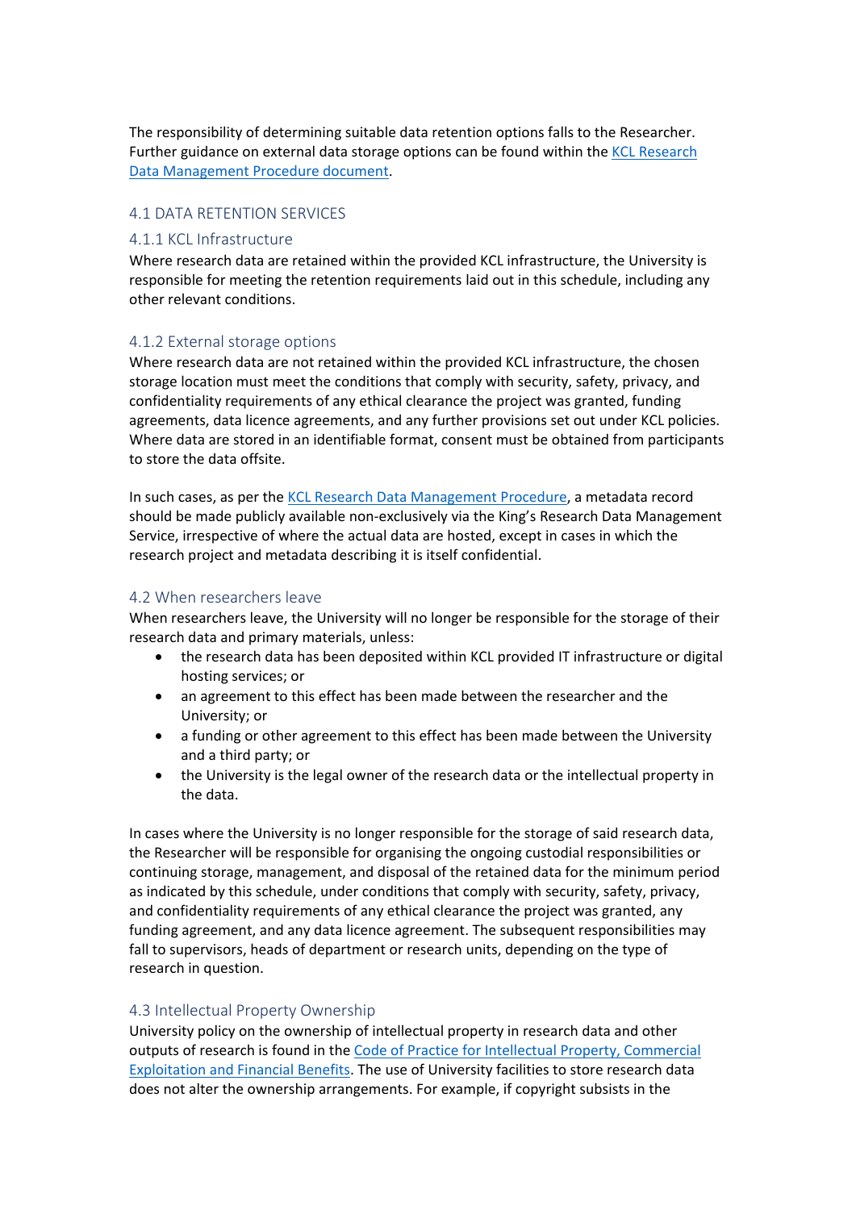The responsibility of determining suitable data retention options falls to the Researcher. Further guidance on external data storage options can be found within the [KCL Research Data Management Procedure document](#).

## 4.1 DATA RETENTION SERVICES

### 4.1.1 KCL Infrastructure

Where research data are retained within the provided KCL infrastructure, the University is responsible for meeting the retention requirements laid out in this schedule, including any other relevant conditions.

### 4.1.2 External storage options

Where research data are not retained within the provided KCL infrastructure, the chosen storage location must meet the conditions that comply with security, safety, privacy, and confidentiality requirements of any ethical clearance the project was granted, funding agreements, data licence agreements, and any further provisions set out under KCL policies. Where data are stored in an identifiable format, consent must be obtained from participants to store the data offsite.

In such cases, as per the [KCL Research Data Management Procedure](#), a metadata record should be made publicly available non-exclusively via the King's Research Data Management Service, irrespective of where the actual data are hosted, except in cases in which the research project and metadata describing it is itself confidential.

## 4.2 When researchers leave

When researchers leave, the University will no longer be responsible for the storage of their research data and primary materials, unless:

- the research data has been deposited within KCL provided IT infrastructure or digital hosting services; or
- an agreement to this effect has been made between the researcher and the University; or
- a funding or other agreement to this effect has been made between the University and a third party; or
- the University is the legal owner of the research data or the intellectual property in the data.

In cases where the University is no longer responsible for the storage of said research data, the Researcher will be responsible for organising the ongoing custodial responsibilities or continuing storage, management, and disposal of the retained data for the minimum period as indicated by this schedule, under conditions that comply with security, safety, privacy, and confidentiality requirements of any ethical clearance the project was granted, any funding agreement, and any data licence agreement. The subsequent responsibilities may fall to supervisors, heads of department or research units, depending on the type of research in question.

## 4.3 Intellectual Property Ownership

University policy on the ownership of intellectual property in research data and other outputs of research is found in the [Code of Practice for Intellectual Property, Commercial Exploitation and Financial Benefits](#). The use of University facilities to store research data does not alter the ownership arrangements. For example, if copyright subsists in the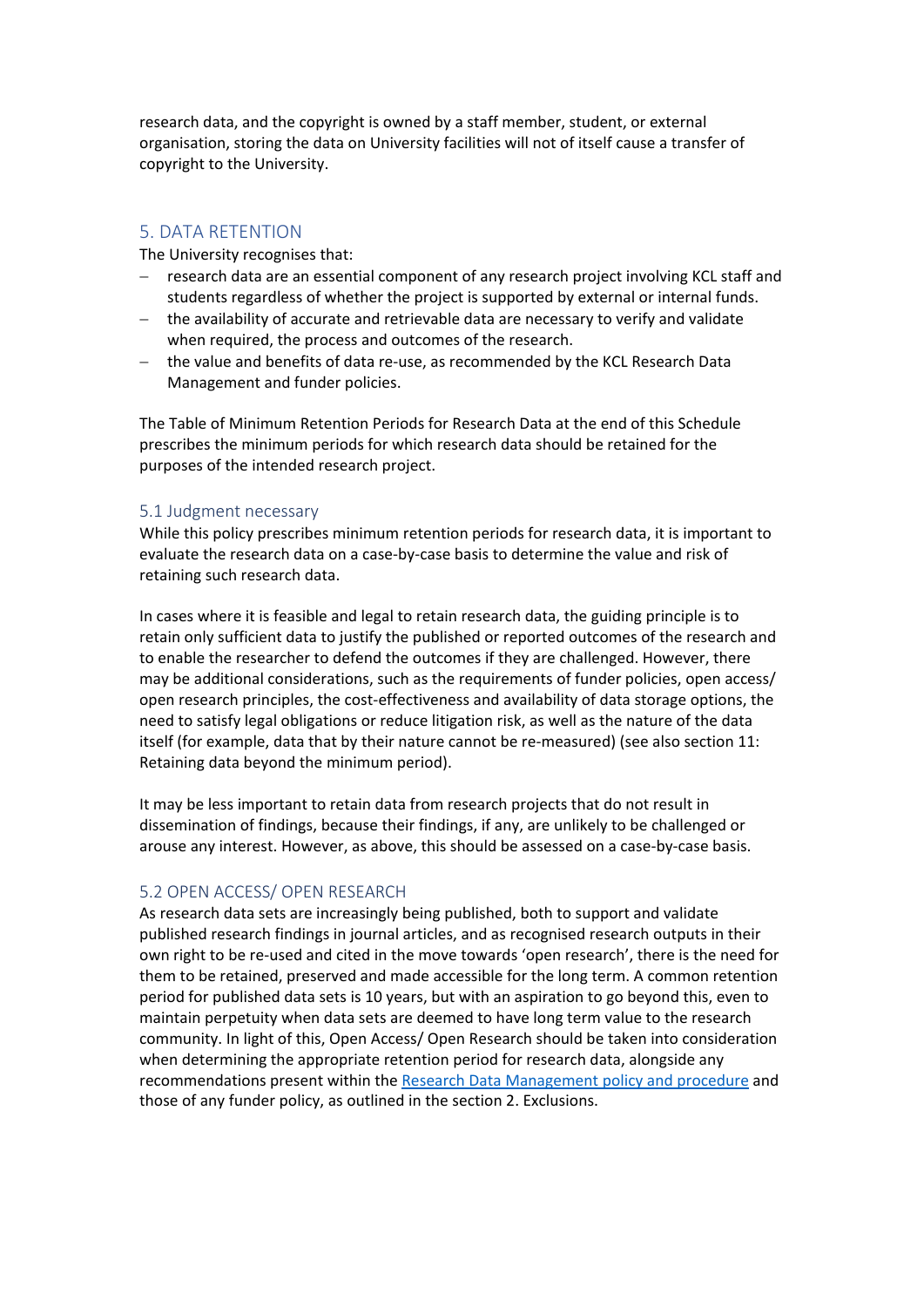research data, and the copyright is owned by a staff member, student, or external organisation, storing the data on University facilities will not of itself cause a transfer of copyright to the University.

## 5. DATA RETENTION

The University recognises that:

- research data are an essential component of any research project involving KCL staff and students regardless of whether the project is supported by external or internal funds.
- the availability of accurate and retrievable data are necessary to verify and validate when required, the process and outcomes of the research.
- the value and benefits of data re-use, as recommended by the KCL Research Data Management and funder policies.

The Table of Minimum Retention Periods for Research Data at the end of this Schedule prescribes the minimum periods for which research data should be retained for the purposes of the intended research project.

### 5.1 Judgment necessary

While this policy prescribes minimum retention periods for research data, it is important to evaluate the research data on a case-by-case basis to determine the value and risk of retaining such research data.

In cases where it is feasible and legal to retain research data, the guiding principle is to retain only sufficient data to justify the published or reported outcomes of the research and to enable the researcher to defend the outcomes if they are challenged. However, there may be additional considerations, such as the requirements of funder policies, open access/ open research principles, the cost-effectiveness and availability of data storage options, the need to satisfy legal obligations or reduce litigation risk, as well as the nature of the data itself (for example, data that by their nature cannot be re-measured) (see also section 11: Retaining data beyond the minimum period).

It may be less important to retain data from research projects that do not result in dissemination of findings, because their findings, if any, are unlikely to be challenged or arouse any interest. However, as above, this should be assessed on a case-by-case basis.

### 5.2 OPEN ACCESS/ OPEN RESEARCH

As research data sets are increasingly being published, both to support and validate published research findings in journal articles, and as recognised research outputs in their own right to be re-used and cited in the move towards 'open research', there is the need for them to be retained, preserved and made accessible for the long term. A common retention period for published data sets is 10 years, but with an aspiration to go beyond this, even to maintain perpetuity when data sets are deemed to have long term value to the research community. In light of this, Open Access/ Open Research should be taken into consideration when determining the appropriate retention period for research data, alongside any recommendations present within the Research Data Management policy and procedure and those of any funder policy, as outlined in the section 2. Exclusions.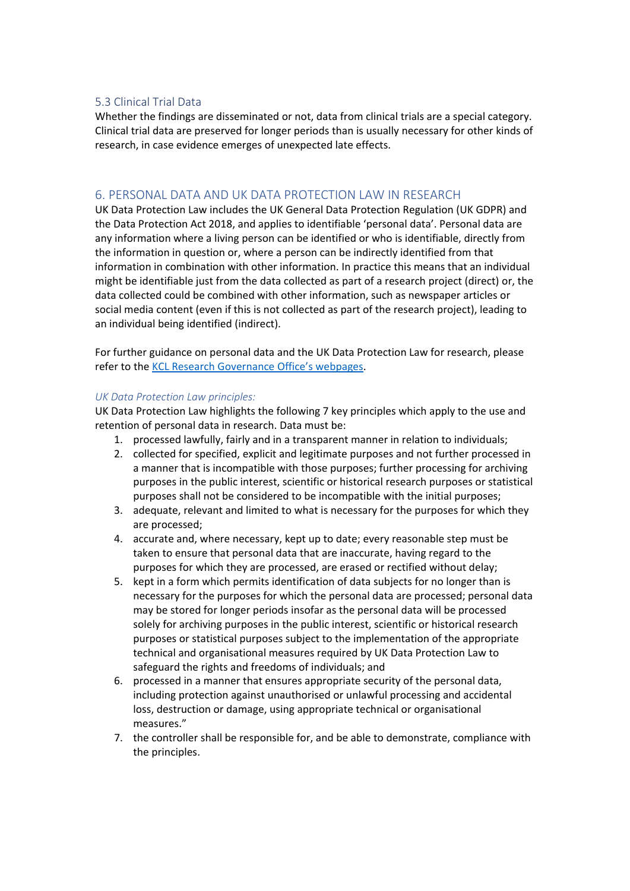### 5.3 Clinical Trial Data

Whether the findings are disseminated or not, data from clinical trials are a special category. Clinical trial data are preserved for longer periods than is usually necessary for other kinds of research, in case evidence emerges of unexpected late effects.

## 6. PERSONAL DATA AND UK DATA PROTECTION LAW IN RESEARCH

UK Data Protection Law includes the UK General Data Protection Regulation (UK GDPR) and the Data Protection Act 2018, and applies to identifiable 'personal data'. Personal data are any information where a living person can be identified or who is identifiable, directly from the information in question or, where a person can be indirectly identified from that information in combination with other information. In practice this means that an individual might be identifiable just from the data collected as part of a research project (direct) or, the data collected could be combined with other information, such as newspaper articles or social media content (even if this is not collected as part of the research project), leading to an individual being identified (indirect).

For further guidance on personal data and the UK Data Protection Law for research, please refer to the [KCL Research Governance Office's webpages](#).

*UK Data Protection Law principles:*

UK Data Protection Law highlights the following 7 key principles which apply to the use and retention of personal data in research. Data must be:

1. processed lawfully, fairly and in a transparent manner in relation to individuals;
2. collected for specified, explicit and legitimate purposes and not further processed in a manner that is incompatible with those purposes; further processing for archiving purposes in the public interest, scientific or historical research purposes or statistical purposes shall not be considered to be incompatible with the initial purposes;
3. adequate, relevant and limited to what is necessary for the purposes for which they are processed;
4. accurate and, where necessary, kept up to date; every reasonable step must be taken to ensure that personal data that are inaccurate, having regard to the purposes for which they are processed, are erased or rectified without delay;
5. kept in a form which permits identification of data subjects for no longer than is necessary for the purposes for which the personal data are processed; personal data may be stored for longer periods insofar as the personal data will be processed solely for archiving purposes in the public interest, scientific or historical research purposes or statistical purposes subject to the implementation of the appropriate technical and organisational measures required by UK Data Protection Law to safeguard the rights and freedoms of individuals; and
6. processed in a manner that ensures appropriate security of the personal data, including protection against unauthorised or unlawful processing and accidental loss, destruction or damage, using appropriate technical or organisational measures."
7. the controller shall be responsible for, and be able to demonstrate, compliance with the principles.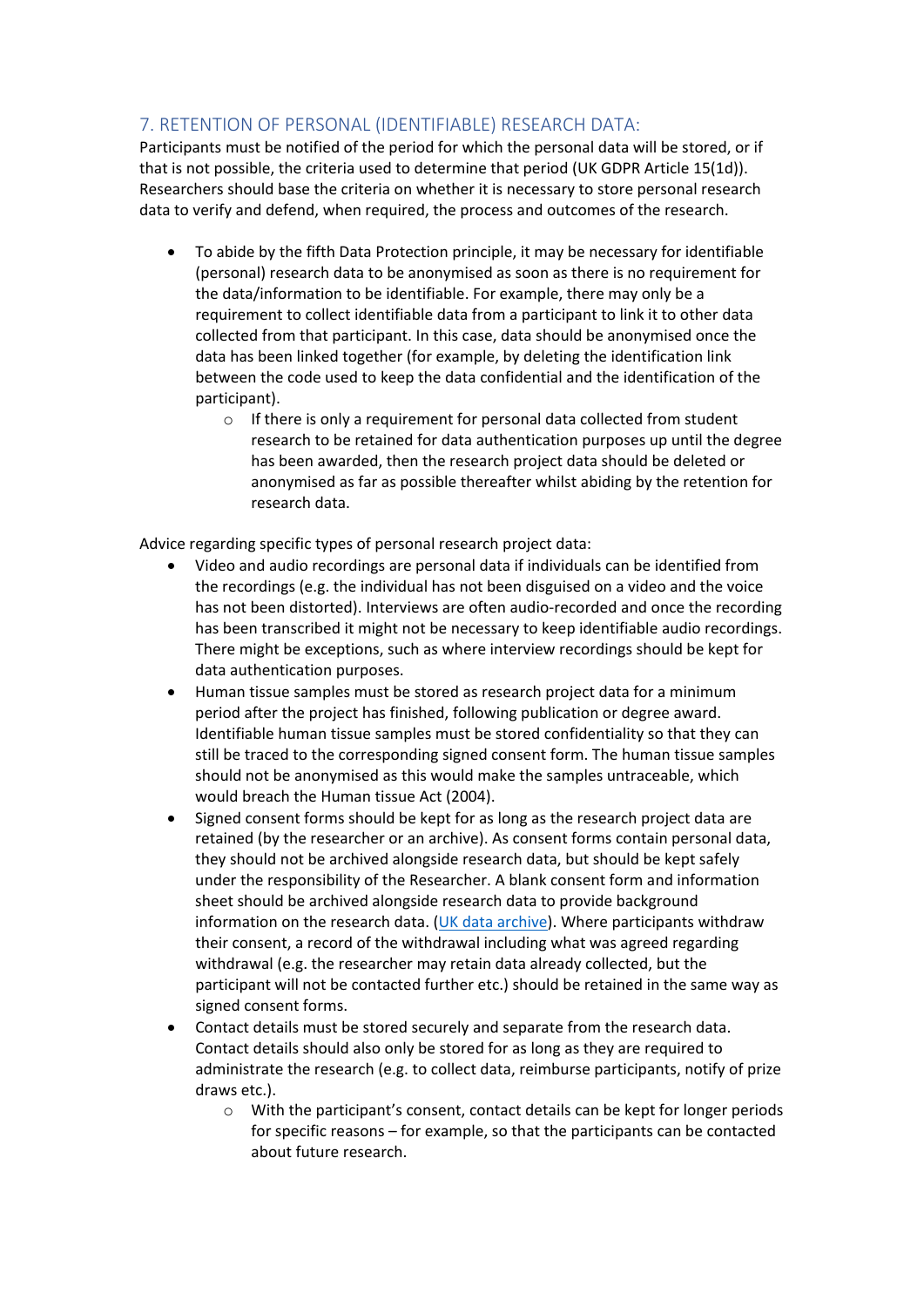## 7. RETENTION OF PERSONAL (IDENTIFIABLE) RESEARCH DATA:

Participants must be notified of the period for which the personal data will be stored, or if that is not possible, the criteria used to determine that period (UK GDPR Article 15(1d)). Researchers should base the criteria on whether it is necessary to store personal research data to verify and defend, when required, the process and outcomes of the research.

- To abide by the fifth Data Protection principle, it may be necessary for identifiable (personal) research data to be anonymised as soon as there is no requirement for the data/information to be identifiable. For example, there may only be a requirement to collect identifiable data from a participant to link it to other data collected from that participant. In this case, data should be anonymised once the data has been linked together (for example, by deleting the identification link between the code used to keep the data confidential and the identification of the participant).
    - If there is only a requirement for personal data collected from student research to be retained for data authentication purposes up until the degree has been awarded, then the research project data should be deleted or anonymised as far as possible thereafter whilst abiding by the retention for research data.

Advice regarding specific types of personal research project data:

- Video and audio recordings are personal data if individuals can be identified from the recordings (e.g. the individual has not been disguised on a video and the voice has not been distorted). Interviews are often audio-recorded and once the recording has been transcribed it might not be necessary to keep identifiable audio recordings. There might be exceptions, such as where interview recordings should be kept for data authentication purposes.
- Human tissue samples must be stored as research project data for a minimum period after the project has finished, following publication or degree award. Identifiable human tissue samples must be stored confidentiality so that they can still be traced to the corresponding signed consent form. The human tissue samples should not be anonymised as this would make the samples untraceable, which would breach the Human tissue Act (2004).
- Signed consent forms should be kept for as long as the research project data are retained (by the researcher or an archive). As consent forms contain personal data, they should not be archived alongside research data, but should be kept safely under the responsibility of the Researcher. A blank consent form and information sheet should be archived alongside research data to provide background information on the research data. (UK data archive). Where participants withdraw their consent, a record of the withdrawal including what was agreed regarding withdrawal (e.g. the researcher may retain data already collected, but the participant will not be contacted further etc.) should be retained in the same way as signed consent forms.
- Contact details must be stored securely and separate from the research data. Contact details should also only be stored for as long as they are required to administrate the research (e.g. to collect data, reimburse participants, notify of prize draws etc.).
    - With the participant's consent, contact details can be kept for longer periods for specific reasons – for example, so that the participants can be contacted about future research.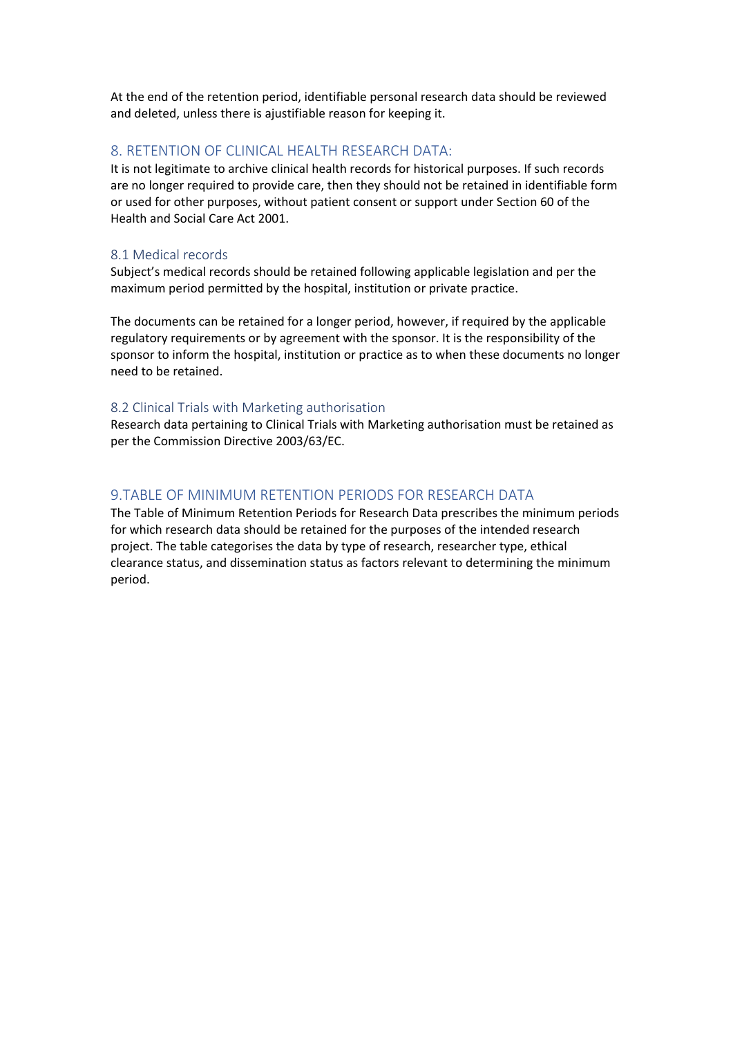At the end of the retention period, identifiable personal research data should be reviewed and deleted, unless there is ajustifiable reason for keeping it.

## 8. RETENTION OF CLINICAL HEALTH RESEARCH DATA:

It is not legitimate to archive clinical health records for historical purposes. If such records are no longer required to provide care, then they should not be retained in identifiable form or used for other purposes, without patient consent or support under Section 60 of the Health and Social Care Act 2001.

### 8.1 Medical records

Subject's medical records should be retained following applicable legislation and per the maximum period permitted by the hospital, institution or private practice.

The documents can be retained for a longer period, however, if required by the applicable regulatory requirements or by agreement with the sponsor. It is the responsibility of the sponsor to inform the hospital, institution or practice as to when these documents no longer need to be retained.

### 8.2 Clinical Trials with Marketing authorisation

Research data pertaining to Clinical Trials with Marketing authorisation must be retained as per the Commission Directive 2003/63/EC.

## 9.TABLE OF MINIMUM RETENTION PERIODS FOR RESEARCH DATA

The Table of Minimum Retention Periods for Research Data prescribes the minimum periods for which research data should be retained for the purposes of the intended research project. The table categorises the data by type of research, researcher type, ethical clearance status, and dissemination status as factors relevant to determining the minimum period.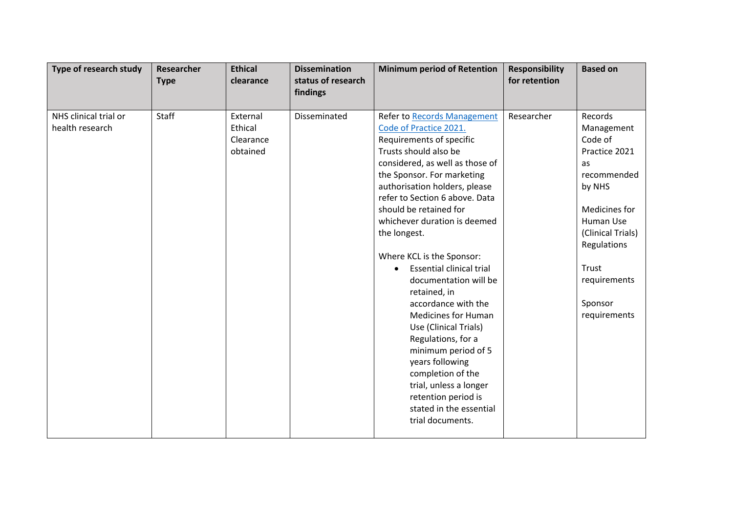| Type of research study | Researcher Type | Ethical clearance | Dissemination status of research findings | Minimum period of Retention | Responsibility for retention | Based on |
|---|---|---|---|---|---|---|
| NHS clinical trial or health research | Staff | External Ethical Clearance obtained | Disseminated | Refer to [Records Management Code of Practice 2021.](#) Requirements of specific Trusts should also be considered, as well as those of the Sponsor. For marketing authorisation holders, please refer to Section 6 above. Data should be retained for whichever duration is deemed the longest.<br><br>Where KCL is the Sponsor:<br>• Essential clinical trial documentation will be retained, in accordance with the Medicines for Human Use (Clinical Trials) Regulations, for a minimum period of 5 years following completion of the trial, unless a longer retention period is stated in the essential trial documents. | Researcher | Records Management Code of Practice 2021 as recommended by NHS<br><br>Medicines for Human Use (Clinical Trials) Regulations<br><br>Trust requirements<br><br>Sponsor requirements |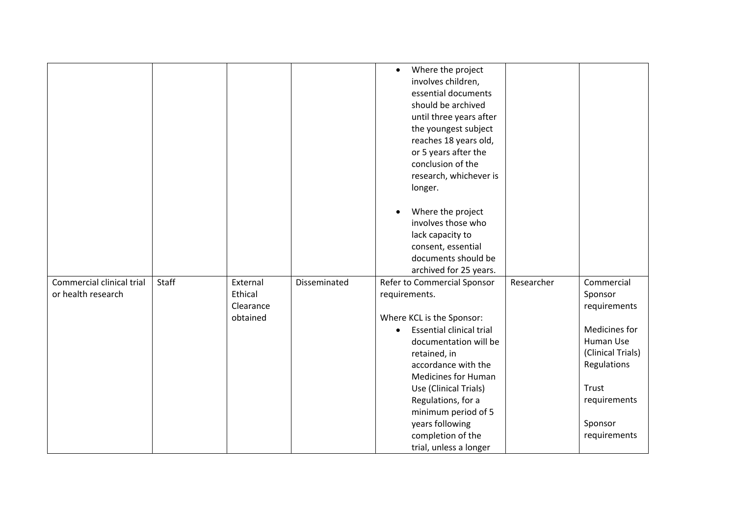| | | | | | | |
|---|---|---|---|---|---|---|
| | | | | <ul><li>Where the project involves children, essential documents should be archived until three years after the youngest subject reaches 18 years old, or 5 years after the conclusion of the research, whichever is longer.</li><li>Where the project involves those who lack capacity to consent, essential documents should be archived for 25 years.</li></ul> | | |
| Commercial clinical trial or health research | Staff | External Ethical Clearance obtained | Disseminated | Refer to Commercial Sponsor requirements.<br><br>Where KCL is the Sponsor:<ul><li>Essential clinical trial documentation will be retained, in accordance with the Medicines for Human Use (Clinical Trials) Regulations, for a minimum period of 5 years following completion of the trial, unless a longer</li></ul> | Researcher | Commercial Sponsor requirements<br><br>Medicines for Human Use (Clinical Trials) Regulations<br><br>Trust requirements<br><br>Sponsor requirements |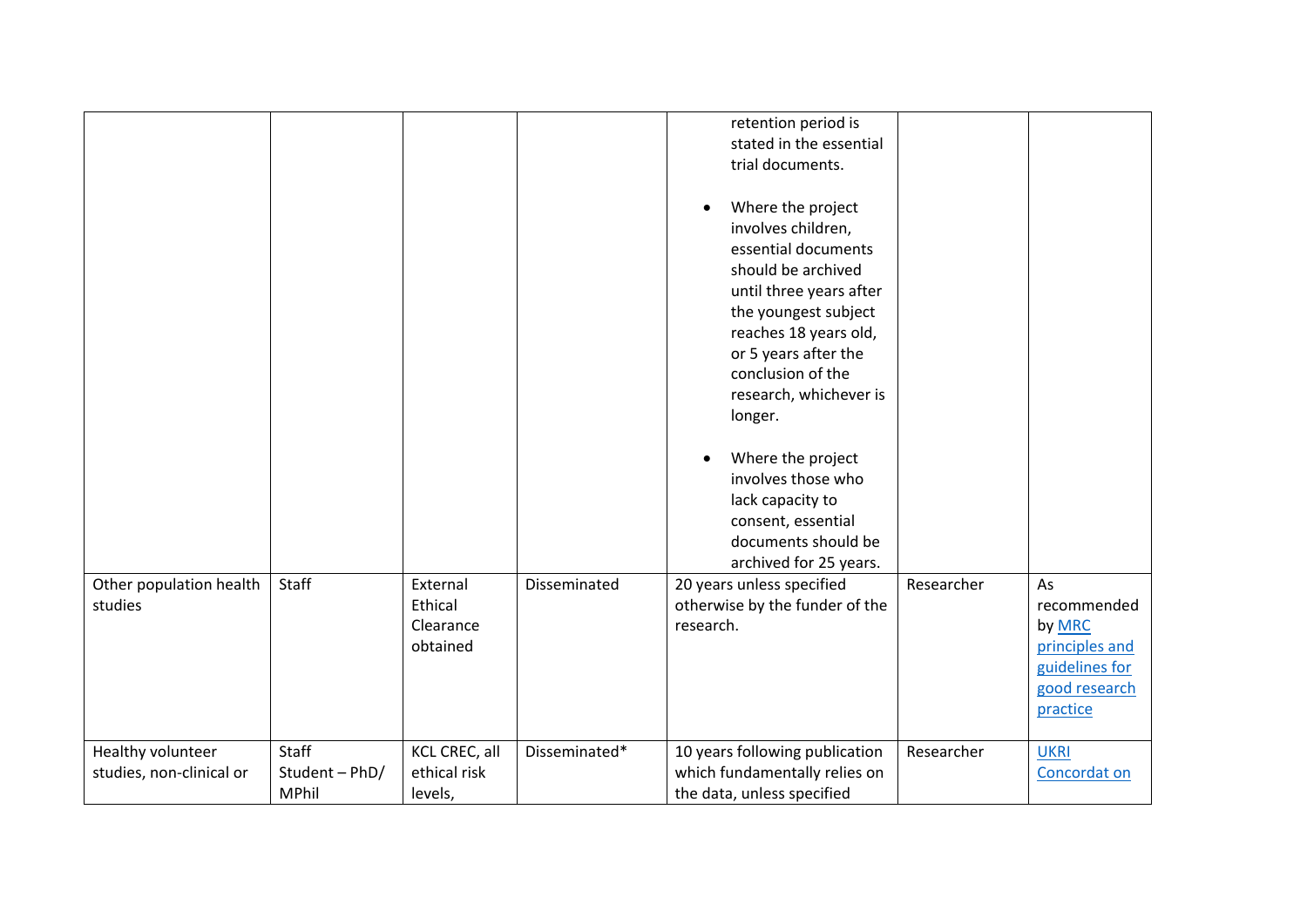| | | | | | | |
|---|---|---|---|---|---|---|
| | | | | retention period is stated in the essential trial documents.<br><br>• Where the project involves children, essential documents should be archived until three years after the youngest subject reaches 18 years old, or 5 years after the conclusion of the research, whichever is longer.<br><br>• Where the project involves those who lack capacity to consent, essential documents should be archived for 25 years. | | |
| Other population health studies | Staff | External Ethical Clearance obtained | Disseminated | 20 years unless specified otherwise by the funder of the research. | Researcher | As recommended by [MRC principles and guidelines for good research practice] |
| Healthy volunteer studies, non-clinical or | Staff<br>Student – PhD/ MPhil | KCL CREC, all ethical risk levels, | Disseminated* | 10 years following publication which fundamentally relies on the data, unless specified | Researcher | [UKRI Concordat on] |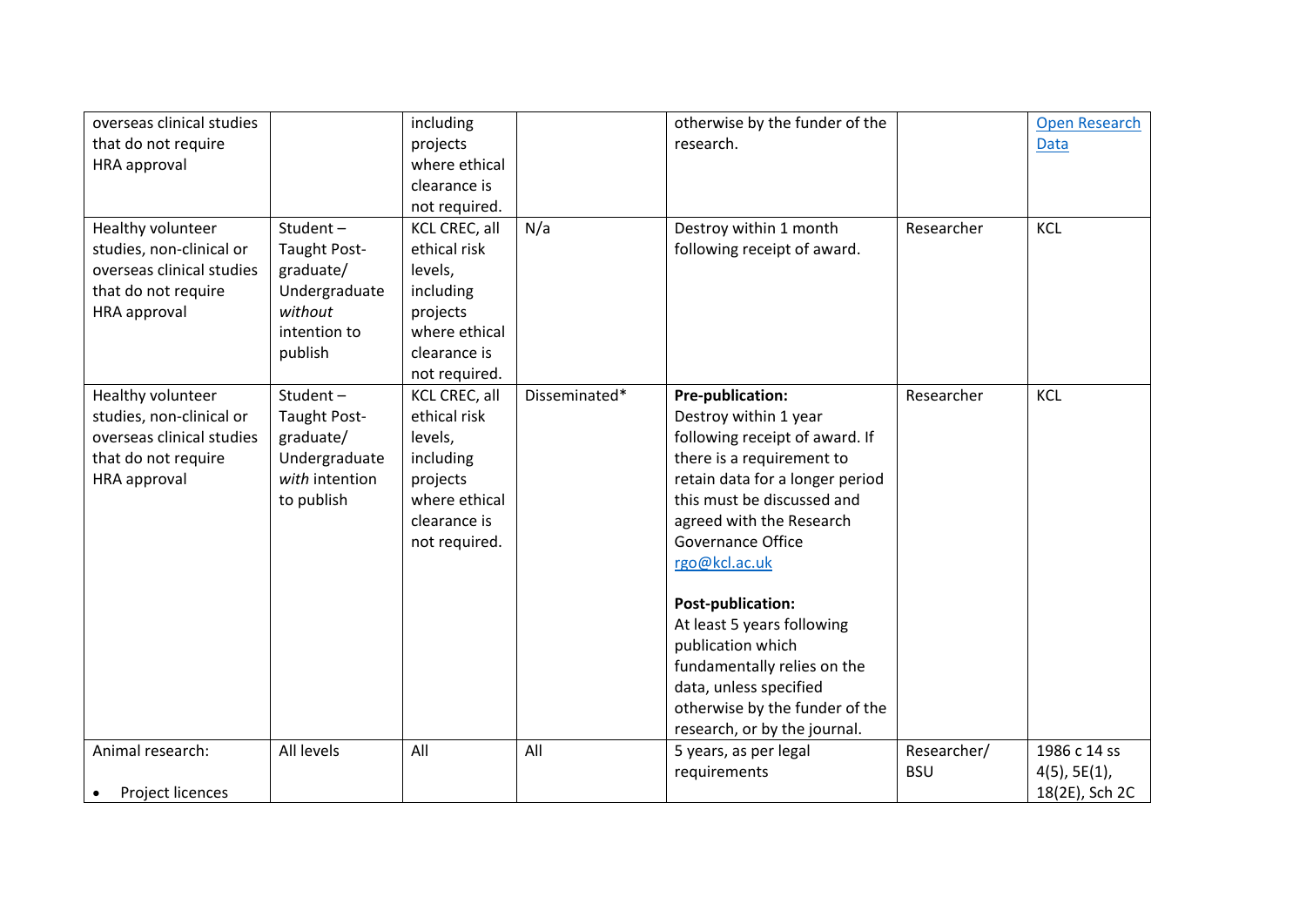| | | | | | | |
|---|---|---|---|---|---|---|
| overseas clinical studies that do not require HRA approval | | including projects where ethical clearance is not required. | | otherwise by the funder of the research. | | [Open Research Data]() |
| Healthy volunteer studies, non-clinical or overseas clinical studies that do not require HRA approval | Student – Taught Post-graduate/ Undergraduate *without* intention to publish | KCL CREC, all ethical risk levels, including projects where ethical clearance is not required. | N/a | Destroy within 1 month following receipt of award. | Researcher | KCL |
| Healthy volunteer studies, non-clinical or overseas clinical studies that do not require HRA approval | Student – Taught Post-graduate/ Undergraduate *with* intention to publish | KCL CREC, all ethical risk levels, including projects where ethical clearance is not required. | Disseminated* | **Pre-publication:** Destroy within 1 year following receipt of award. If there is a requirement to retain data for a longer period this must be discussed and agreed with the Research Governance Office [rgo@kcl.ac.uk](mailto:rgo@kcl.ac.uk)<br><br>**Post-publication:** At least 5 years following publication which fundamentally relies on the data, unless specified otherwise by the funder of the research, or by the journal. | Researcher | KCL |
| Animal research:<br><br>• Project licences | All levels | All | All | 5 years, as per legal requirements | Researcher/ BSU | 1986 c 14 ss 4(5), 5E(1), 18(2E), Sch 2C |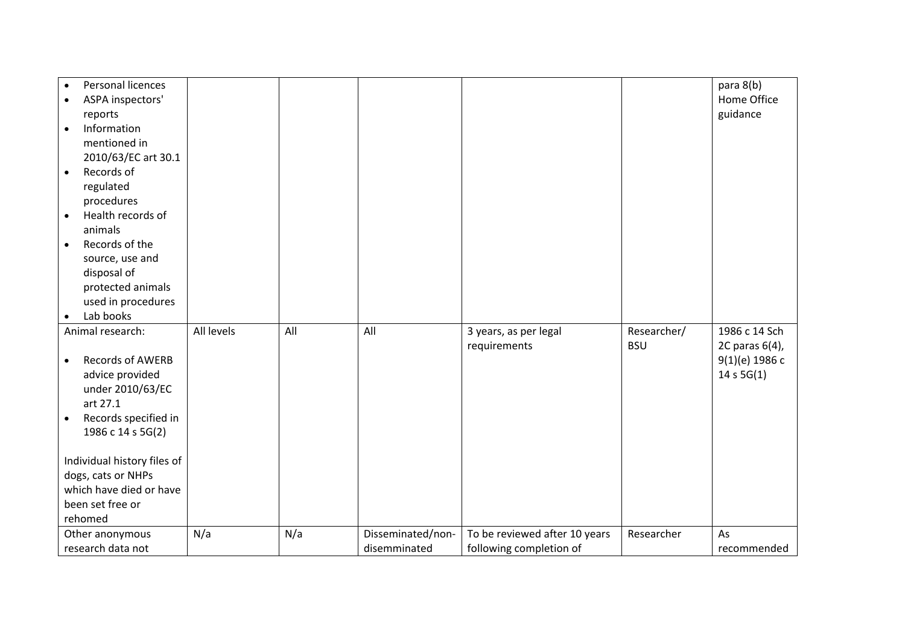| | | | | | | |
|---|---|---|---|---|---|---|
| • Personal licences<br>• ASPA inspectors' reports<br>• Information mentioned in 2010/63/EC art 30.1<br>• Records of regulated procedures<br>• Health records of animals<br>• Records of the source, use and disposal of protected animals used in procedures<br>• Lab books | | | | | | para 8(b) Home Office guidance |
| Animal research:<br><br>• Records of AWERB advice provided under 2010/63/EC art 27.1<br>• Records specified in 1986 c 14 s 5G(2)<br><br>Individual history files of dogs, cats or NHPs which have died or have been set free or rehomed | All levels | All | All | 3 years, as per legal requirements | Researcher/ BSU | 1986 c 14 Sch 2C paras 6(4), 9(1)(e) 1986 c 14 s 5G(1) |
| Other anonymous research data not | N/a | N/a | Disseminated/non-disseminated | To be reviewed after 10 years following completion of | Researcher | As recommended |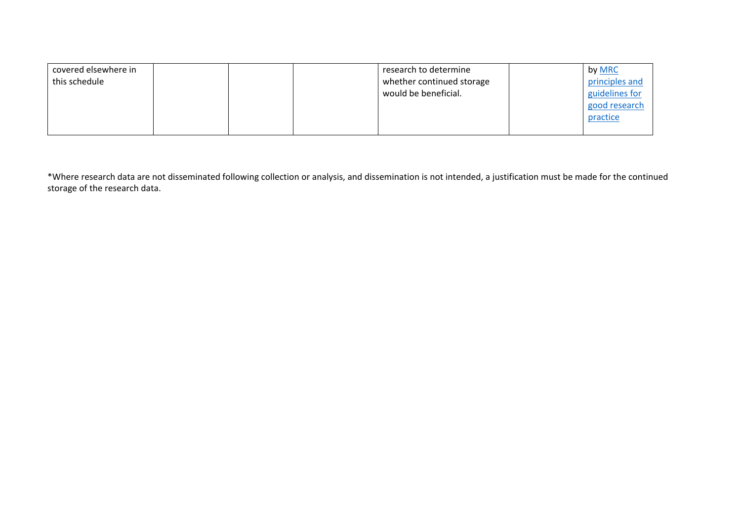| | | | | | | |
|---|---|---|---|---|---|---|
| covered elsewhere in this schedule | | | | research to determine whether continued storage would be beneficial. | | by MRC principles and guidelines for good research practice |

*Where research data are not disseminated following collection or analysis, and dissemination is not intended, a justification must be made for the continued storage of the research data.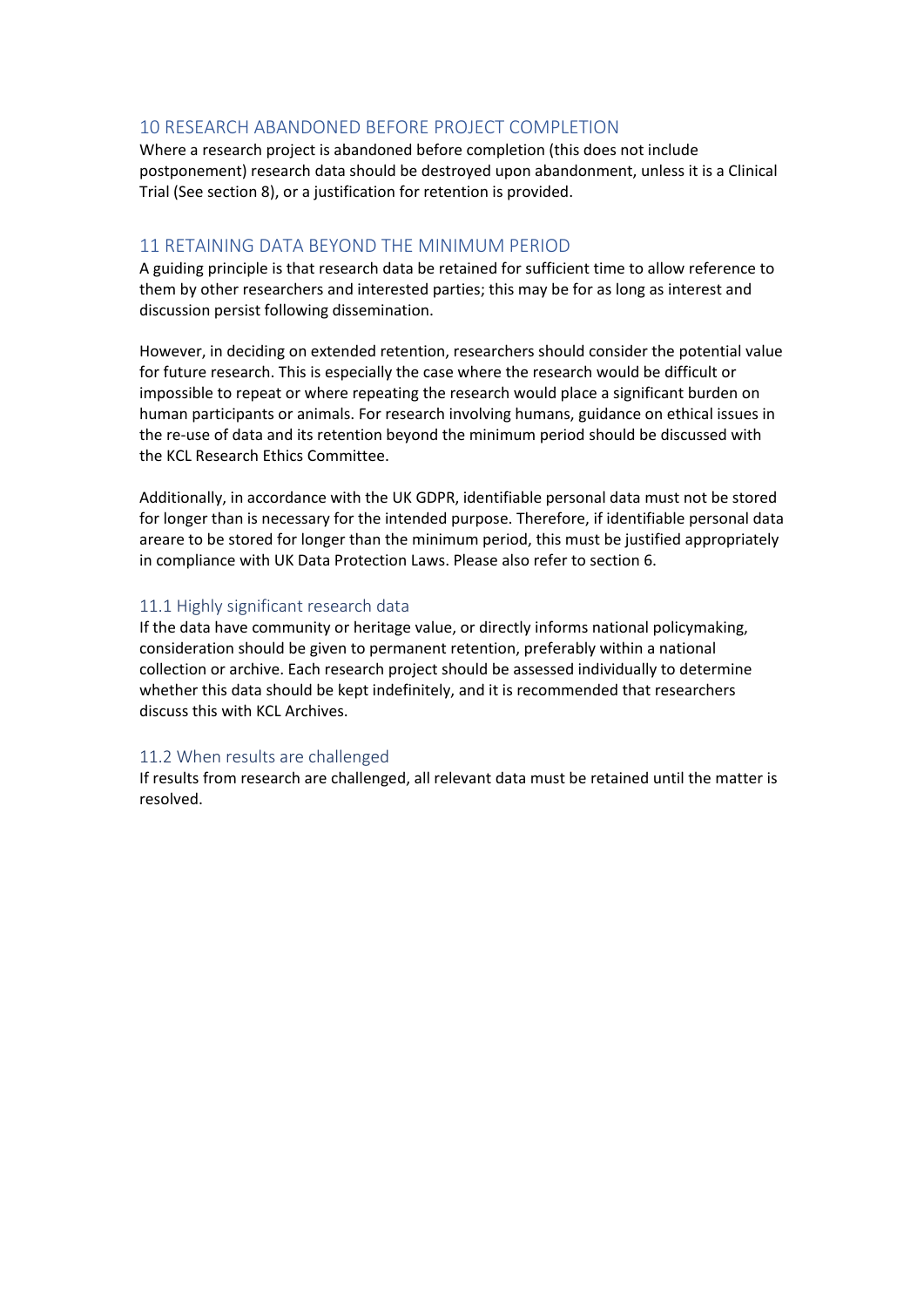## 10 RESEARCH ABANDONED BEFORE PROJECT COMPLETION

Where a research project is abandoned before completion (this does not include postponement) research data should be destroyed upon abandonment, unless it is a Clinical Trial (See section 8), or a justification for retention is provided.

## 11 RETAINING DATA BEYOND THE MINIMUM PERIOD

A guiding principle is that research data be retained for sufficient time to allow reference to them by other researchers and interested parties; this may be for as long as interest and discussion persist following dissemination.

However, in deciding on extended retention, researchers should consider the potential value for future research. This is especially the case where the research would be difficult or impossible to repeat or where repeating the research would place a significant burden on human participants or animals. For research involving humans, guidance on ethical issues in the re-use of data and its retention beyond the minimum period should be discussed with the KCL Research Ethics Committee.

Additionally, in accordance with the UK GDPR, identifiable personal data must not be stored for longer than is necessary for the intended purpose. Therefore, if identifiable personal data areare to be stored for longer than the minimum period, this must be justified appropriately in compliance with UK Data Protection Laws. Please also refer to section 6.

### 11.1 Highly significant research data

If the data have community or heritage value, or directly informs national policymaking, consideration should be given to permanent retention, preferably within a national collection or archive. Each research project should be assessed individually to determine whether this data should be kept indefinitely, and it is recommended that researchers discuss this with KCL Archives.

### 11.2 When results are challenged

If results from research are challenged, all relevant data must be retained until the matter is resolved.